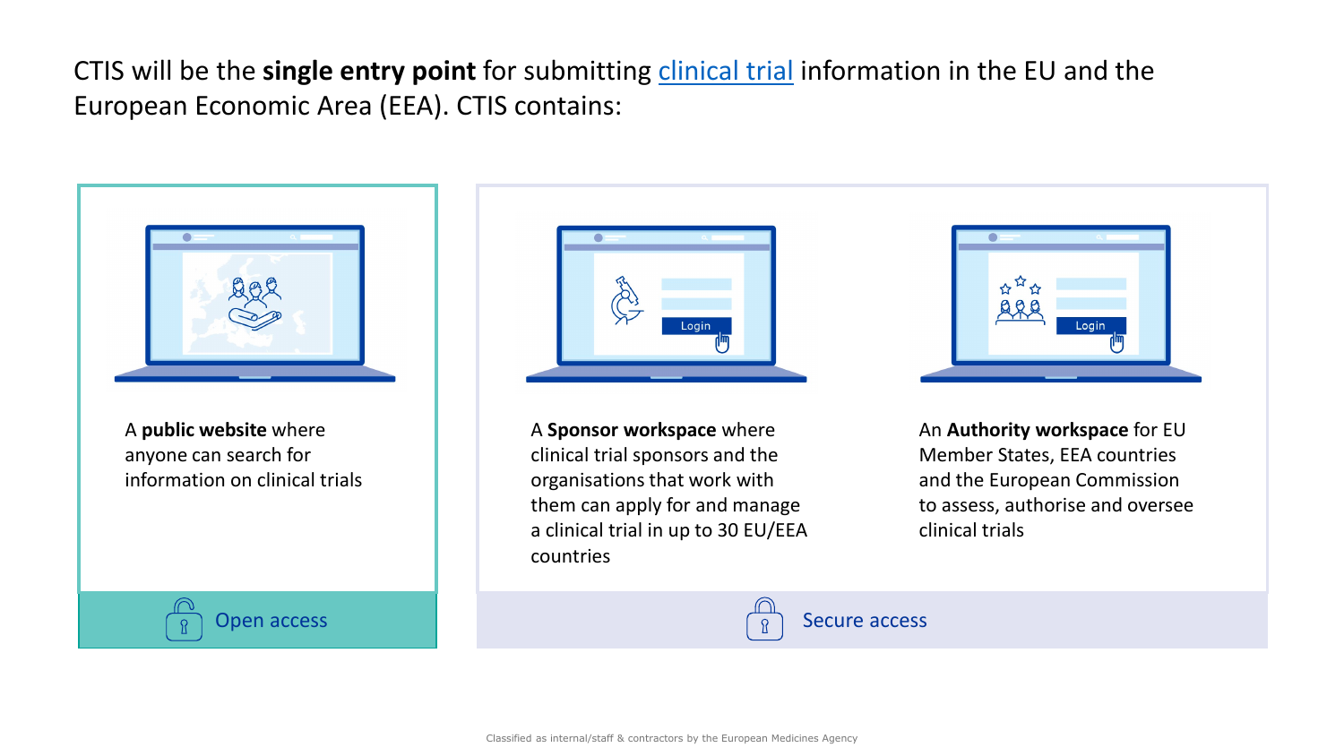CTIS will be the **single entry point** for submitting clinical trial information in the EU and the European Economic Area (EEA). CTIS contains:

A **public website** where anyone can search for information on clinical trials

Open access

A **Sponsor workspace** where clinical trial sponsors and the organisations that work with them can apply for and manage a clinical trial in up to 30 EU/EEA countries

An **Authority workspace** for EU Member States, EEA countries and the European Commission to assess, authorise and oversee clinical trials

Secure access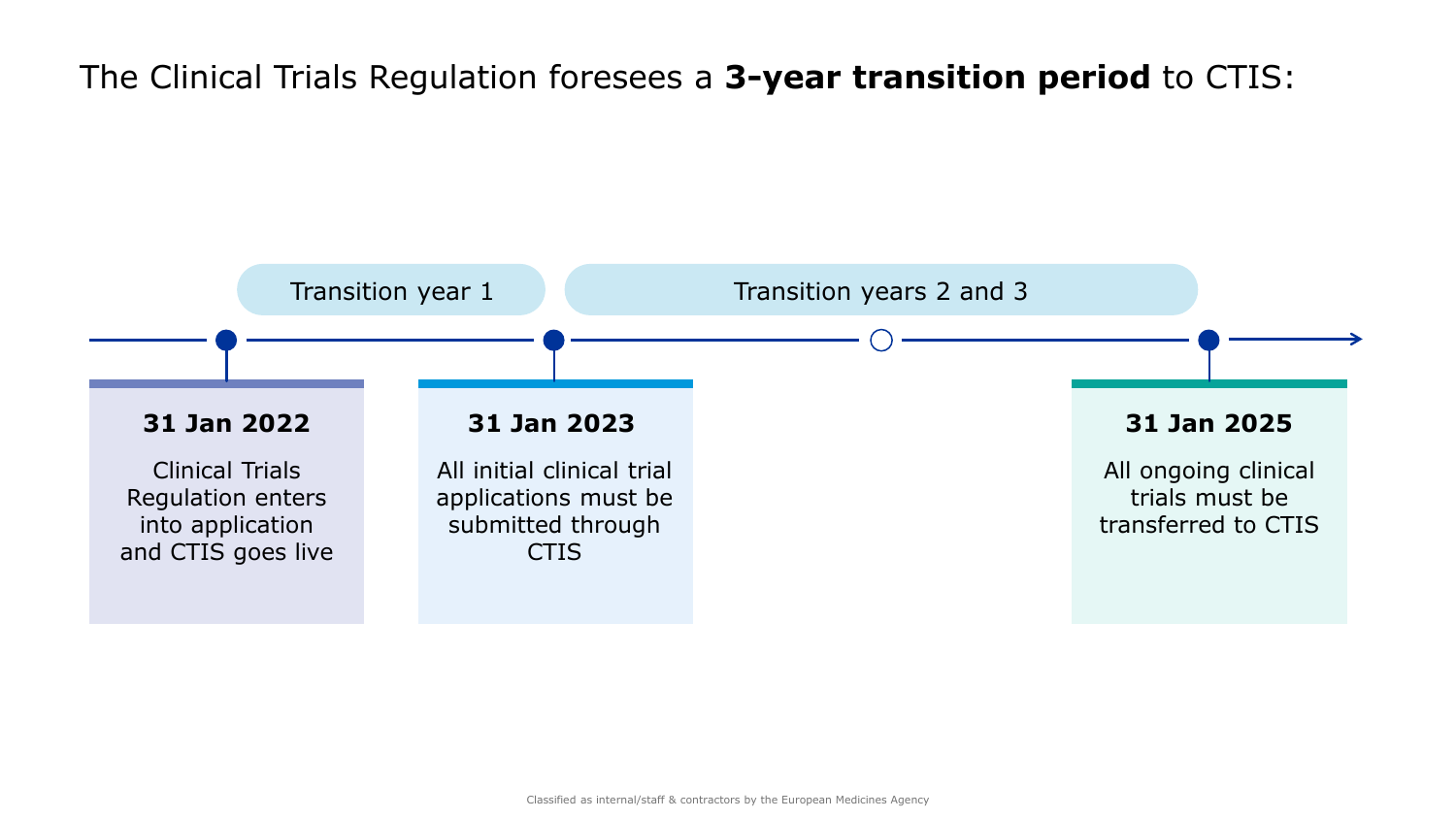# The Clinical Trials Regulation foresees a **3-year transition period** to CTIS:

**Transition year 1** | **Transition years 2 and 3**

**31 Jan 2022**

Clinical Trials Regulation enters into application and CTIS goes live

**31 Jan 2023**

All initial clinical trial applications must be submitted through CTIS

**31 Jan 2025**

All ongoing clinical trials must be transferred to CTIS

Classified as internal/staff & contractors by the European Medicines Agency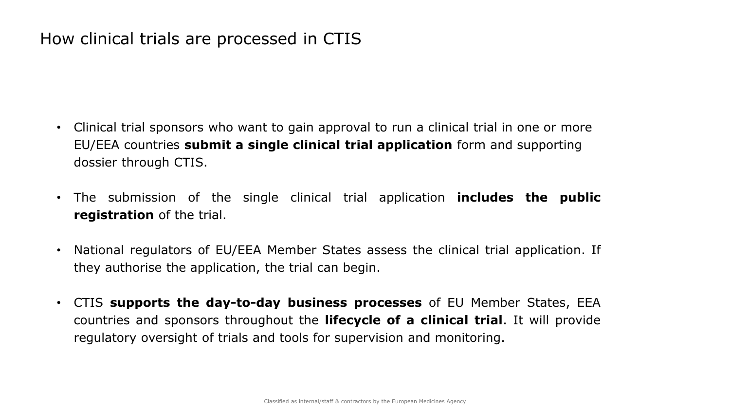# How clinical trials are processed in CTIS

- Clinical trial sponsors who want to gain approval to run a clinical trial in one or more EU/EEA countries **submit a single clinical trial application** form and supporting dossier through CTIS.

- The submission of the single clinical trial application **includes the public registration** of the trial.

- National regulators of EU/EEA Member States assess the clinical trial application. If they authorise the application, the trial can begin.

- CTIS **supports the day-to-day business processes** of EU Member States, EEA countries and sponsors throughout the **lifecycle of a clinical trial**. It will provide regulatory oversight of trials and tools for supervision and monitoring.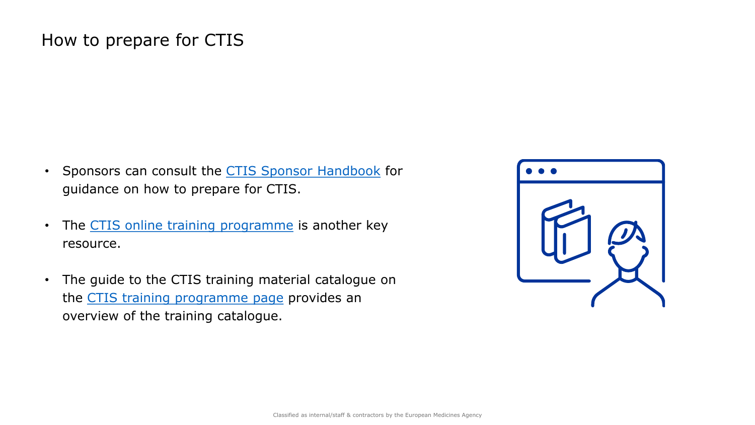# How to prepare for CTIS

- Sponsors can consult the CTIS Sponsor Handbook for guidance on how to prepare for CTIS.
- The CTIS online training programme is another key resource.
- The guide to the CTIS training material catalogue on the CTIS training programme page provides an overview of the training catalogue.

Classified as internal/staff & contractors by the European Medicines Agency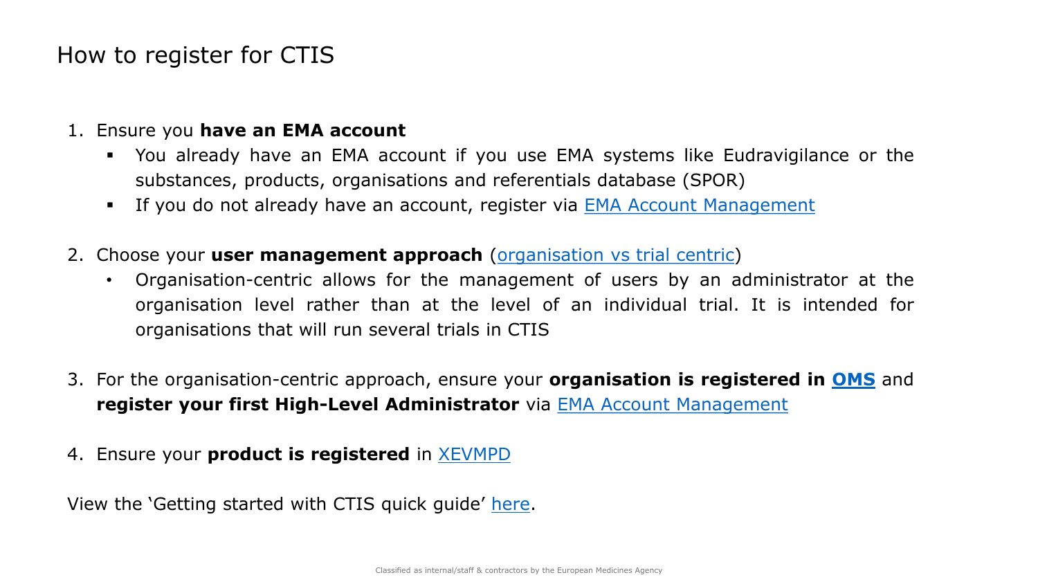# How to register for CTIS

1. Ensure you **have an EMA account**
   - You already have an EMA account if you use EMA systems like Eudravigilance or the substances, products, organisations and referentials database (SPOR)
   - If you do not already have an account, register via EMA Account Management

2. Choose your **user management approach** (organisation vs trial centric)
   - Organisation-centric allows for the management of users by an administrator at the organisation level rather than at the level of an individual trial. It is intended for organisations that will run several trials in CTIS

3. For the organisation-centric approach, ensure your **organisation is registered in OMS** and **register your first High-Level Administrator** via EMA Account Management

4. Ensure your **product is registered** in XEVMPD

View the 'Getting started with CTIS quick guide' here.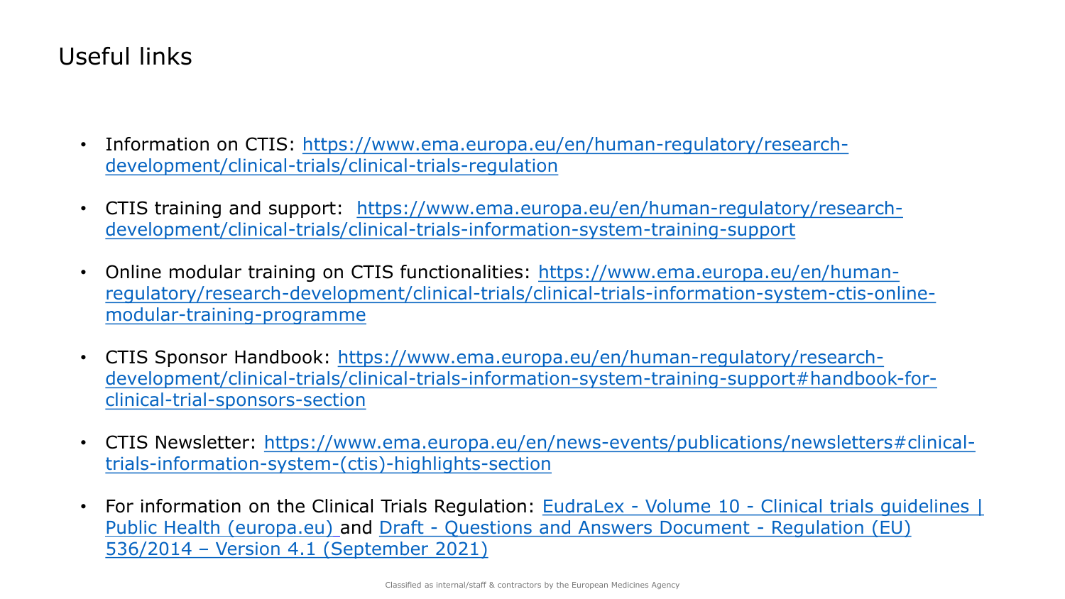# Useful links

- Information on CTIS: https://www.ema.europa.eu/en/human-regulatory/research-development/clinical-trials/clinical-trials-regulation
- CTIS training and support: https://www.ema.europa.eu/en/human-regulatory/research-development/clinical-trials/clinical-trials-information-system-training-support
- Online modular training on CTIS functionalities: https://www.ema.europa.eu/en/human-regulatory/research-development/clinical-trials/clinical-trials-information-system-ctis-online-modular-training-programme
- CTIS Sponsor Handbook: https://www.ema.europa.eu/en/human-regulatory/research-development/clinical-trials/clinical-trials-information-system-training-support#handbook-for-clinical-trial-sponsors-section
- CTIS Newsletter: https://www.ema.europa.eu/en/news-events/publications/newsletters#clinical-trials-information-system-(ctis)-highlights-section
- For information on the Clinical Trials Regulation: EudraLex - Volume 10 - Clinical trials guidelines | Public Health (europa.eu) and Draft - Questions and Answers Document - Regulation (EU) 536/2014 – Version 4.1 (September 2021)